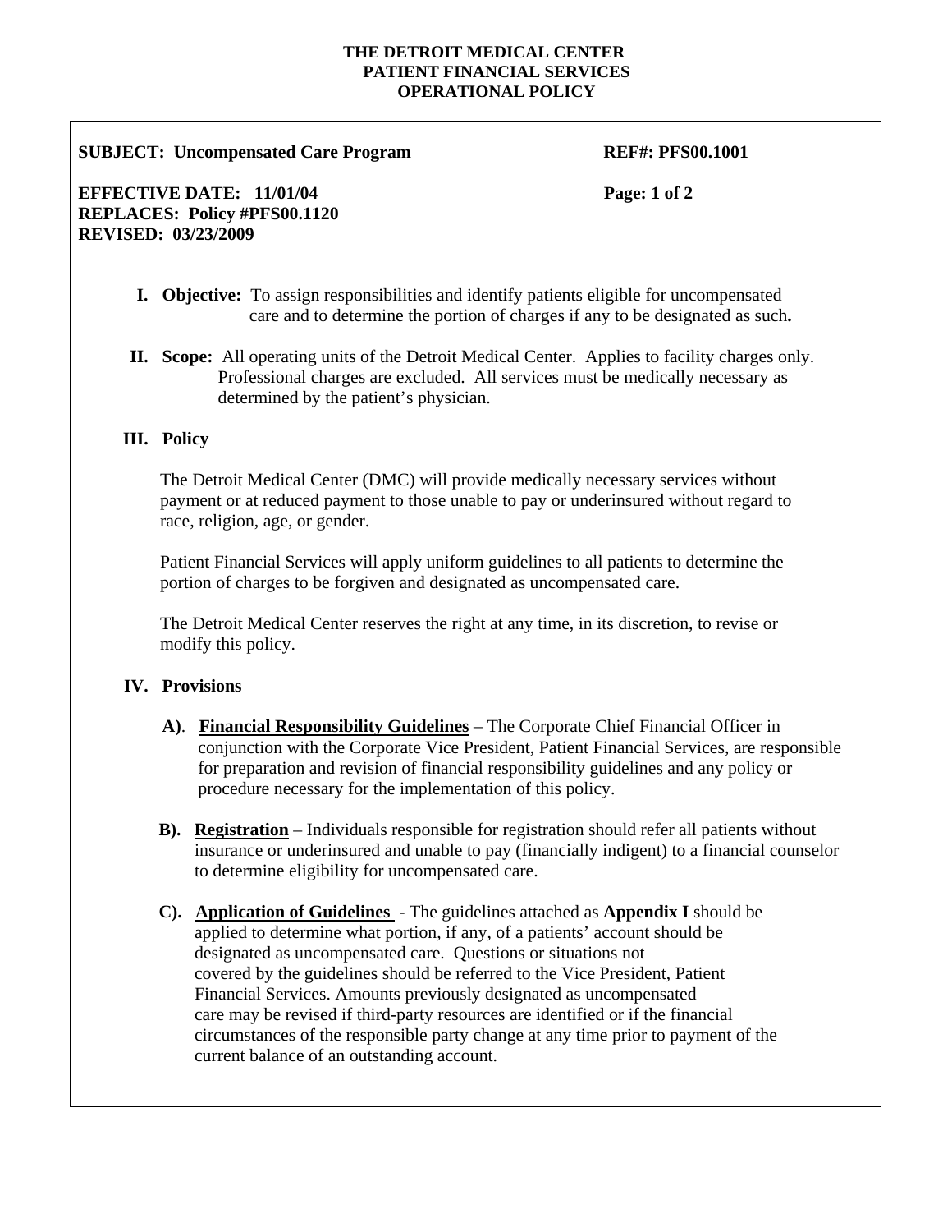# THE DETROIT MEDICAL CENTER
## PATIENT FINANCIAL SERVICES
## OPERATIONAL POLICY

**SUBJECT: Uncompensated Care Program** | **REF#: PFS00.1001**

**EFFECTIVE DATE: 11/01/04**
**REPLACES: Policy #PFS00.1120**
**REVISED: 03/23/2009**

**I. Objective:** To assign responsibilities and identify patients eligible for uncompensated care and to determine the portion of charges if any to be designated as such**.**

**II. Scope:** All operating units of the Detroit Medical Center. Applies to facility charges only. Professional charges are excluded. All services must be medically necessary as determined by the patient's physician.

**III. Policy**

The Detroit Medical Center (DMC) will provide medically necessary services without payment or at reduced payment to those unable to pay or underinsured without regard to race, religion, age, or gender.

Patient Financial Services will apply uniform guidelines to all patients to determine the portion of charges to be forgiven and designated as uncompensated care.

The Detroit Medical Center reserves the right at any time, in its discretion, to revise or modify this policy.

**IV. Provisions**

**A)**. **Financial Responsibility Guidelines** – The Corporate Chief Financial Officer in conjunction with the Corporate Vice President, Patient Financial Services, are responsible for preparation and revision of financial responsibility guidelines and any policy or procedure necessary for the implementation of this policy.

**B). Registration** – Individuals responsible for registration should refer all patients without insurance or underinsured and unable to pay (financially indigent) to a financial counselor to determine eligibility for uncompensated care.

**C). Application of Guidelines** - The guidelines attached as **Appendix I** should be applied to determine what portion, if any, of a patients' account should be designated as uncompensated care. Questions or situations not covered by the guidelines should be referred to the Vice President, Patient Financial Services. Amounts previously designated as uncompensated care may be revised if third-party resources are identified or if the financial circumstances of the responsible party change at any time prior to payment of the current balance of an outstanding account.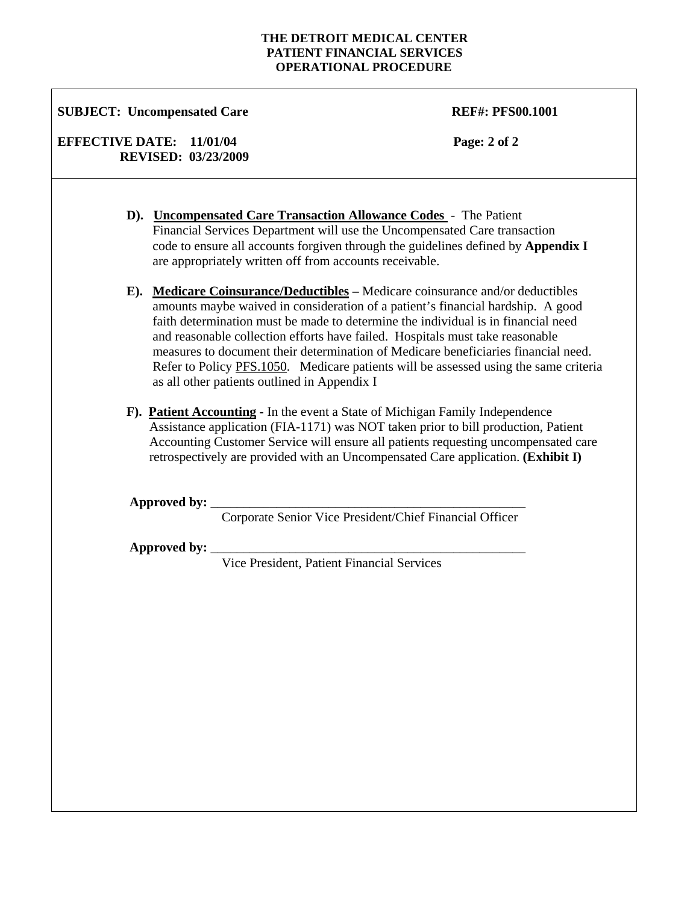**THE DETROIT MEDICAL CENTER**
**PATIENT FINANCIAL SERVICES**
**OPERATIONAL PROCEDURE**

| | |
|---|---|
| **SUBJECT: Uncompensated Care** | **REF#: PFS00.1001** |
| **EFFECTIVE DATE: 11/01/04** <br> **REVISED: 03/23/2009** | **Page: 2 of 2** |

**D). <u>Uncompensated Care Transaction Allowance Codes</u>** - The Patient Financial Services Department will use the Uncompensated Care transaction code to ensure all accounts forgiven through the guidelines defined by **Appendix I** are appropriately written off from accounts receivable.

**E). <u>Medicare Coinsurance/Deductibles</u> –** Medicare coinsurance and/or deductibles amounts maybe waived in consideration of a patient's financial hardship. A good faith determination must be made to determine the individual is in financial need and reasonable collection efforts have failed. Hospitals must take reasonable measures to document their determination of Medicare beneficiaries financial need. Refer to Policy <u>PFS.1050</u>. Medicare patients will be assessed using the same criteria as all other patients outlined in Appendix I

**F). <u>Patient Accounting</u> -** In the event a State of Michigan Family Independence Assistance application (FIA-1171) was NOT taken prior to bill production, Patient Accounting Customer Service will ensure all patients requesting uncompensated care retrospectively are provided with an Uncompensated Care application. **(Exhibit I)**

**Approved by:** ______________________________________________
Corporate Senior Vice President/Chief Financial Officer

**Approved by:** ______________________________________________
Vice President, Patient Financial Services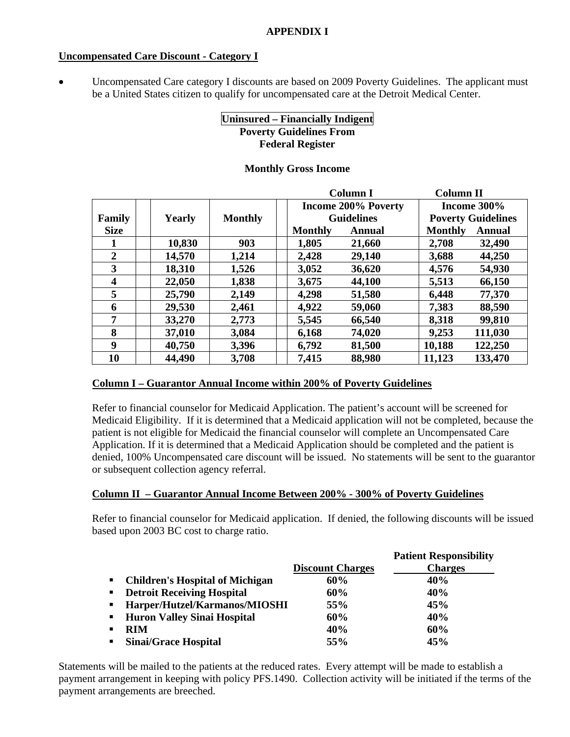**APPENDIX I**

**Uncompensated Care Discount - Category I**

- Uncompensated Care category I discounts are based on 2009 Poverty Guidelines. The applicant must be a United States citizen to qualify for uncompensated care at the Detroit Medical Center.

**Uninsured – Financially Indigent**
**Poverty Guidelines From**
**Federal Register**

**Monthly Gross Income**

| | | | Column I | | Column II | |
|---|---|---|---|---|---|---|
| | | | Income 200% Poverty Guidelines | | Income 300% Poverty Guidelines | |
| **Family Size** | **Yearly** | **Monthly** | **Monthly** | **Annual** | **Monthly** | **Annual** |
| **1** | **10,830** | **903** | **1,805** | **21,660** | **2,708** | **32,490** |
| **2** | **14,570** | **1,214** | **2,428** | **29,140** | **3,688** | **44,250** |
| **3** | **18,310** | **1,526** | **3,052** | **36,620** | **4,576** | **54,930** |
| **4** | **22,050** | **1,838** | **3,675** | **44,100** | **5,513** | **66,150** |
| **5** | **25,790** | **2,149** | **4,298** | **51,580** | **6,448** | **77,370** |
| **6** | **29,530** | **2,461** | **4,922** | **59,060** | **7,383** | **88,590** |
| **7** | **33,270** | **2,773** | **5,545** | **66,540** | **8,318** | **99,810** |
| **8** | **37,010** | **3,084** | **6,168** | **74,020** | **9,253** | **111,030** |
| **9** | **40,750** | **3,396** | **6,792** | **81,500** | **10,188** | **122,250** |
| **10** | **44,490** | **3,708** | **7,415** | **88,980** | **11,123** | **133,470** |

**Column I – Guarantor Annual Income within 200% of Poverty Guidelines**

Refer to financial counselor for Medicaid Application. The patient's account will be screened for Medicaid Eligibility. If it is determined that a Medicaid application will not be completed, because the patient is not eligible for Medicaid the financial counselor will complete an Uncompensated Care Application. If it is determined that a Medicaid Application should be completed and the patient is denied, 100% Uncompensated care discount will be issued. No statements will be sent to the guarantor or subsequent collection agency referral.

**Column II – Guarantor Annual Income Between 200% - 300% of Poverty Guidelines**

Refer to financial counselor for Medicaid application. If denied, the following discounts will be issued based upon 2003 BC cost to charge ratio.

| | Discount Charges | Patient Responsibility Charges |
|---|---|---|
| **Children's Hospital of Michigan** | **60%** | **40%** |
| **Detroit Receiving Hospital** | **60%** | **40%** |
| **Harper/Hutzel/Karmanos/MIOSHI** | **55%** | **45%** |
| **Huron Valley Sinai Hospital** | **60%** | **40%** |
| **RIM** | **40%** | **60%** |
| **Sinai/Grace Hospital** | **55%** | **45%** |

Statements will be mailed to the patients at the reduced rates. Every attempt will be made to establish a payment arrangement in keeping with policy PFS.1490. Collection activity will be initiated if the terms of the payment arrangements are breeched.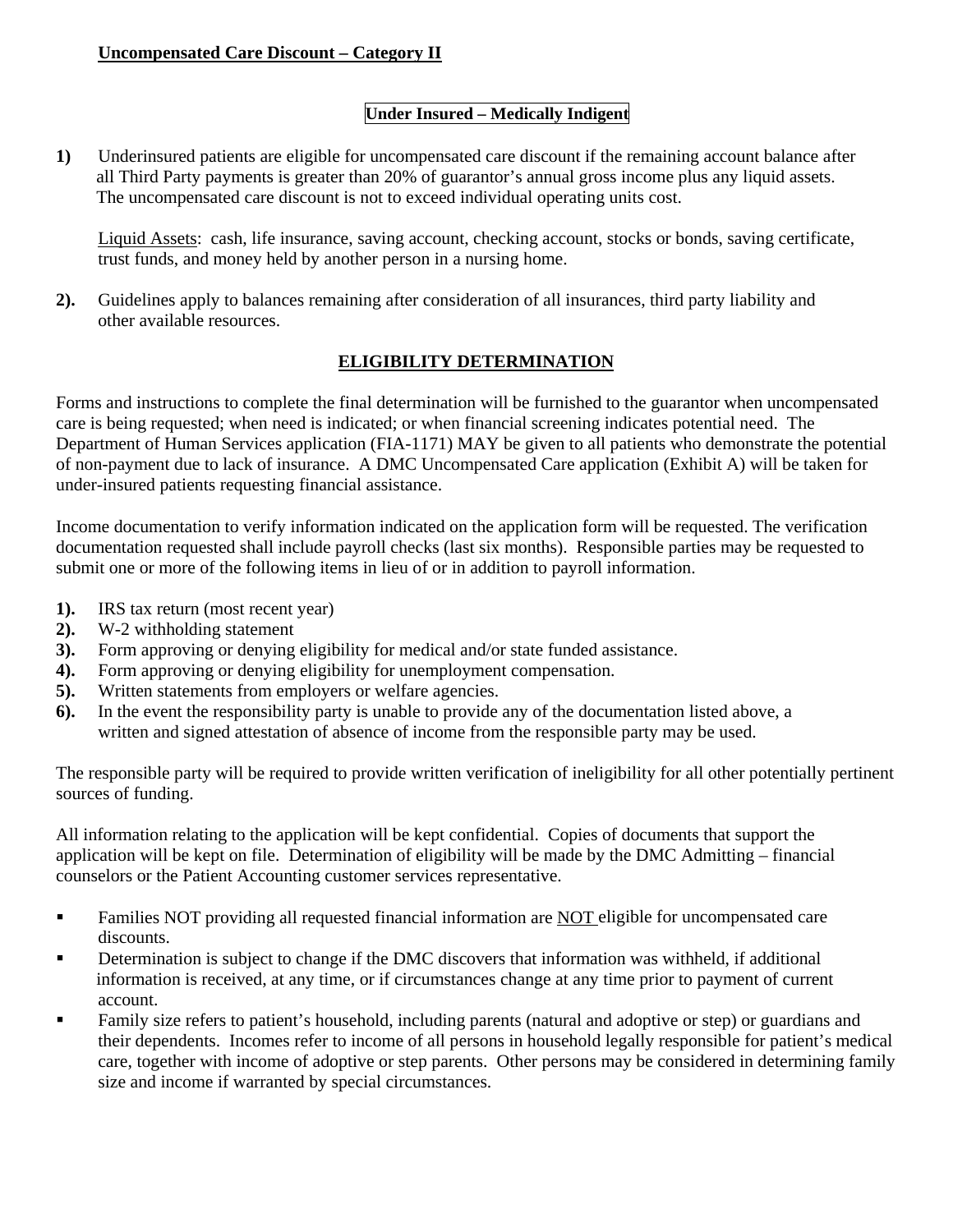**Uncompensated Care Discount – Category II**

**Under Insured – Medically Indigent**

**1)** Underinsured patients are eligible for uncompensated care discount if the remaining account balance after all Third Party payments is greater than 20% of guarantor's annual gross income plus any liquid assets. The uncompensated care discount is not to exceed individual operating units cost.

Liquid Assets: cash, life insurance, saving account, checking account, stocks or bonds, saving certificate, trust funds, and money held by another person in a nursing home.

**2).** Guidelines apply to balances remaining after consideration of all insurances, third party liability and other available resources.

**ELIGIBILITY DETERMINATION**

Forms and instructions to complete the final determination will be furnished to the guarantor when uncompensated care is being requested; when need is indicated; or when financial screening indicates potential need. The Department of Human Services application (FIA-1171) MAY be given to all patients who demonstrate the potential of non-payment due to lack of insurance. A DMC Uncompensated Care application (Exhibit A) will be taken for under-insured patients requesting financial assistance.

Income documentation to verify information indicated on the application form will be requested. The verification documentation requested shall include payroll checks (last six months). Responsible parties may be requested to submit one or more of the following items in lieu of or in addition to payroll information.

**1).** IRS tax return (most recent year)
**2).** W-2 withholding statement
**3).** Form approving or denying eligibility for medical and/or state funded assistance.
**4).** Form approving or denying eligibility for unemployment compensation.
**5).** Written statements from employers or welfare agencies.
**6).** In the event the responsibility party is unable to provide any of the documentation listed above, a written and signed attestation of absence of income from the responsible party may be used.

The responsible party will be required to provide written verification of ineligibility for all other potentially pertinent sources of funding.

All information relating to the application will be kept confidential. Copies of documents that support the application will be kept on file. Determination of eligibility will be made by the DMC Admitting – financial counselors or the Patient Accounting customer services representative.

- Families NOT providing all requested financial information are NOT eligible for uncompensated care discounts.
- Determination is subject to change if the DMC discovers that information was withheld, if additional information is received, at any time, or if circumstances change at any time prior to payment of current account.
- Family size refers to patient's household, including parents (natural and adoptive or step) or guardians and their dependents. Incomes refer to income of all persons in household legally responsible for patient's medical care, together with income of adoptive or step parents. Other persons may be considered in determining family size and income if warranted by special circumstances.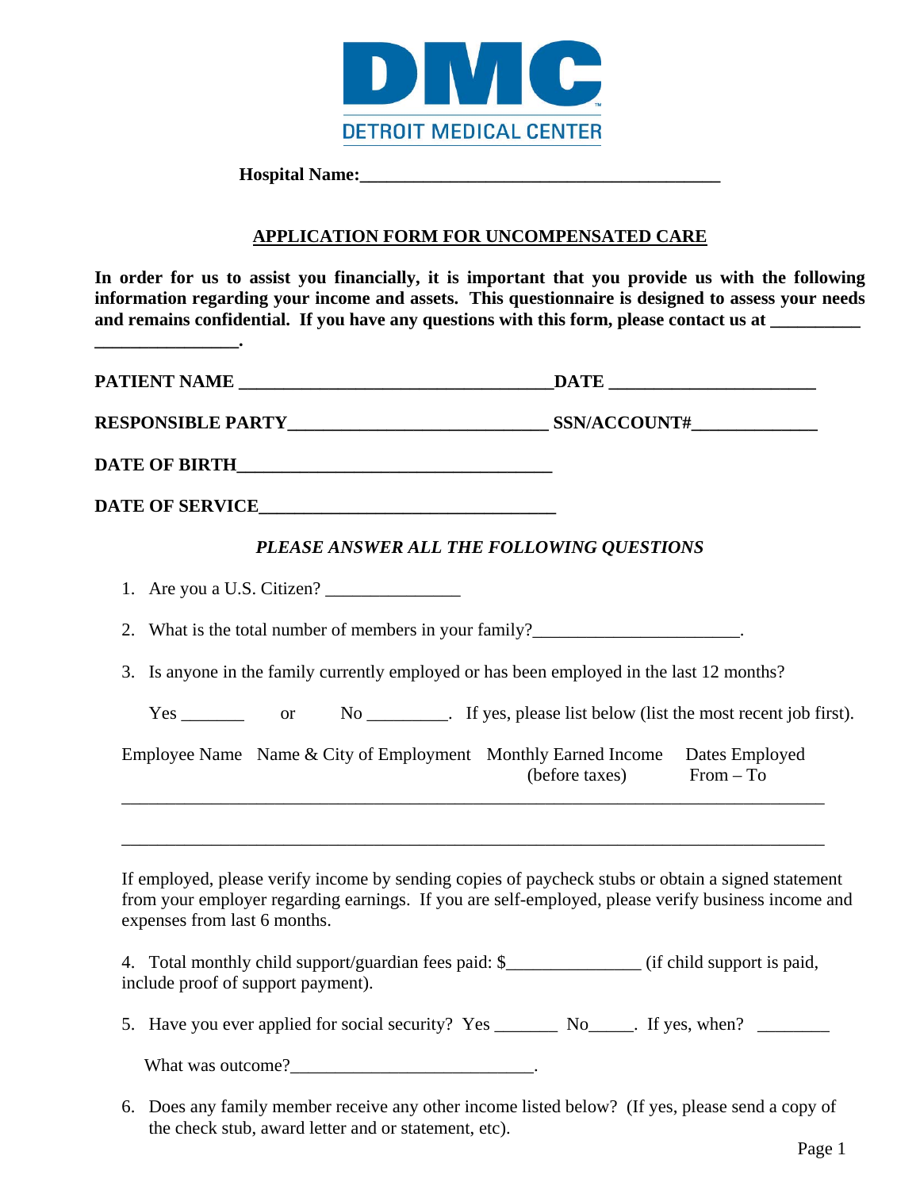**DMC**
**DETROIT MEDICAL CENTER**

**Hospital Name:________________________________________**

## APPLICATION FORM FOR UNCOMPENSATED CARE

**In order for us to assist you financially, it is important that you provide us with the following information regarding your income and assets. This questionnaire is designed to assess your needs and remains confidential. If you have any questions with this form, please contact us at __________ ________________.**

**PATIENT NAME __________________________________ DATE ______________________**

**RESPONSIBLE PARTY____________________________ SSN/ACCOUNT#_____________**

**DATE OF BIRTH__________________________________**

**DATE OF SERVICE_______________________________**

***PLEASE ANSWER ALL THE FOLLOWING QUESTIONS***

1. Are you a U.S. Citizen? _______________
2. What is the total number of members in your family?______________________.
3. Is anyone in the family currently employed or has been employed in the last 12 months?

   Yes _______ or No _________. If yes, please list below (list the most recent job first).

| Employee Name | Name & City of Employment | Monthly Earned Income (before taxes) | Dates Employed From – To |
|---|---|---|---|
| | | | |
| | | | |

   If employed, please verify income by sending copies of paycheck stubs or obtain a signed statement from your employer regarding earnings. If you are self-employed, please verify business income and expenses from last 6 months.

4. Total monthly child support/guardian fees paid: $_______________ (if child support is paid, include proof of support payment).
5. Have you ever applied for social security? Yes _______ No_____. If yes, when? ________

   What was outcome?___________________________.

6. Does any family member receive any other income listed below? (If yes, please send a copy of the check stub, award letter and or statement, etc).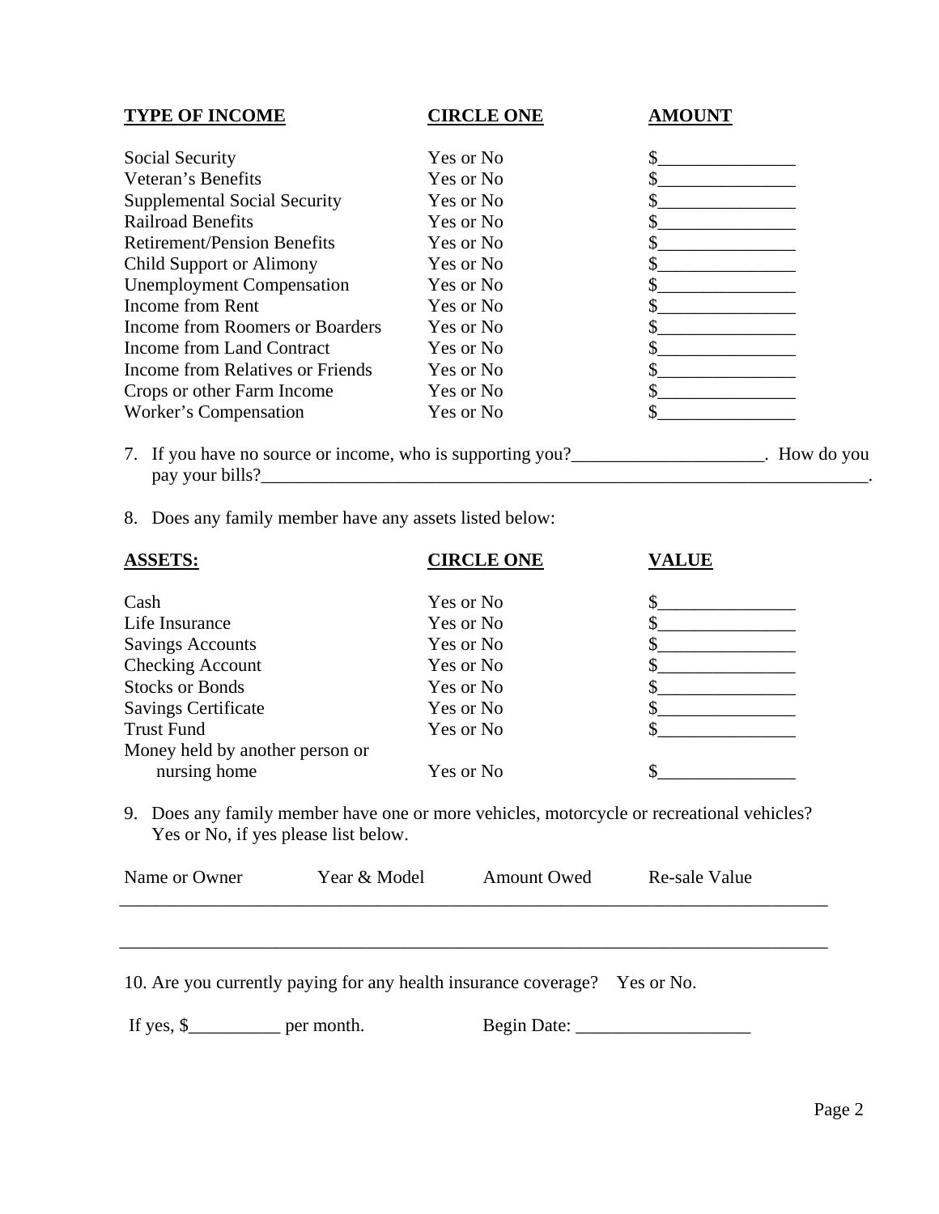| TYPE OF INCOME | CIRCLE ONE | AMOUNT |
|---|---|---|
| Social Security | Yes or No | $_______________ |
| Veteran's Benefits | Yes or No | $_______________ |
| Supplemental Social Security | Yes or No | $_______________ |
| Railroad Benefits | Yes or No | $_______________ |
| Retirement/Pension Benefits | Yes or No | $_______________ |
| Child Support or Alimony | Yes or No | $_______________ |
| Unemployment Compensation | Yes or No | $_______________ |
| Income from Rent | Yes or No | $_______________ |
| Income from Roomers or Boarders | Yes or No | $_______________ |
| Income from Land Contract | Yes or No | $_______________ |
| Income from Relatives or Friends | Yes or No | $_______________ |
| Crops or other Farm Income | Yes or No | $_______________ |
| Worker's Compensation | Yes or No | $_______________ |

7. If you have no source or income, who is supporting you?_____________________. How do you pay your bills?____________________________________________________________________.

8. Does any family member have any assets listed below:

| ASSETS: | CIRCLE ONE | VALUE |
|---|---|---|
| Cash | Yes or No | $_______________ |
| Life Insurance | Yes or No | $_______________ |
| Savings Accounts | Yes or No | $_______________ |
| Checking Account | Yes or No | $_______________ |
| Stocks or Bonds | Yes or No | $_______________ |
| Savings Certificate | Yes or No | $_______________ |
| Trust Fund | Yes or No | $_______________ |
| Money held by another person or nursing home | Yes or No | $_______________ |

9. Does any family member have one or more vehicles, motorcycle or recreational vehicles? Yes or No, if yes please list below.

| Name or Owner | Year & Model | Amount Owed | Re-sale Value |
|---|---|---|---|
| | | | |
| | | | |

10. Are you currently paying for any health insurance coverage? Yes or No.

If yes, $__________ per month. Begin Date: ___________________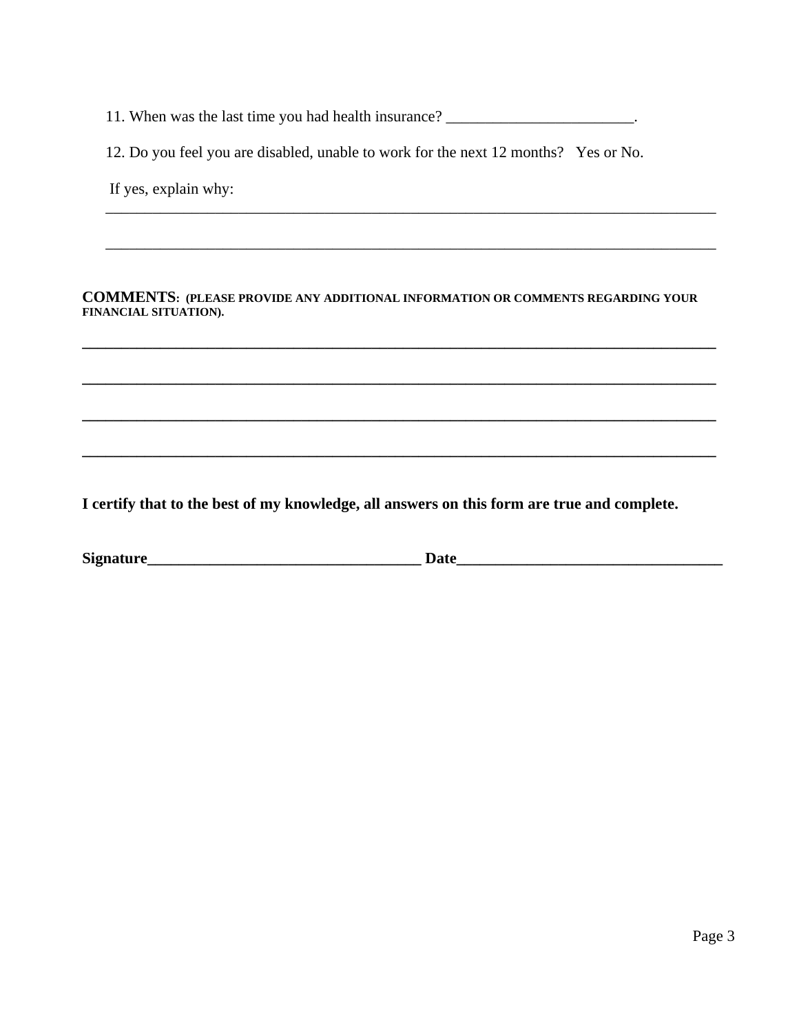11. When was the last time you had health insurance? ________________________.

12. Do you feel you are disabled, unable to work for the next 12 months?   Yes or No.

If yes, explain why:

___________________________________________________________________________________

___________________________________________________________________________________

**COMMENTS: (PLEASE PROVIDE ANY ADDITIONAL INFORMATION OR COMMENTS REGARDING YOUR FINANCIAL SITUATION).**

___________________________________________________________________________________

___________________________________________________________________________________

___________________________________________________________________________________

___________________________________________________________________________________

**I certify that to the best of my knowledge, all answers on this form are true and complete.**

**Signature____________________________________ Date___________________________________**